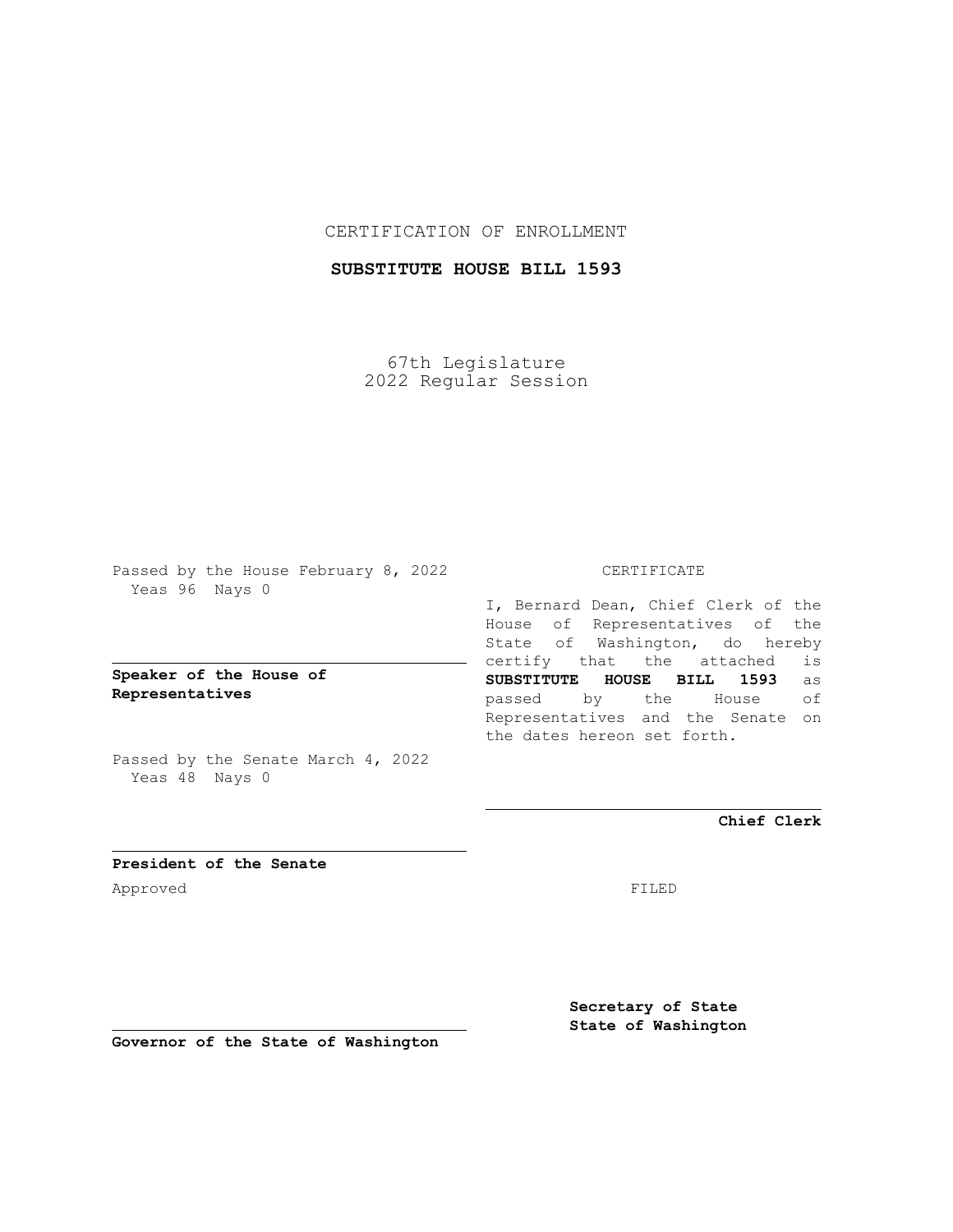CERTIFICATION OF ENROLLMENT

**SUBSTITUTE HOUSE BILL 1593**

67th Legislature
2022 Regular Session

Passed by the House February 8, 2022
Yeas 96 Nays 0

**Speaker of the House of Representatives**

Passed by the Senate March 4, 2022
Yeas 48 Nays 0

**President of the Senate**

Approved

**Governor of the State of Washington**

CERTIFICATE

I, Bernard Dean, Chief Clerk of the House of Representatives of the State of Washington, do hereby certify that the attached is **SUBSTITUTE HOUSE BILL 1593** as passed by the House of Representatives and the Senate on the dates hereon set forth.

**Chief Clerk**

FILED

**Secretary of State**
**State of Washington**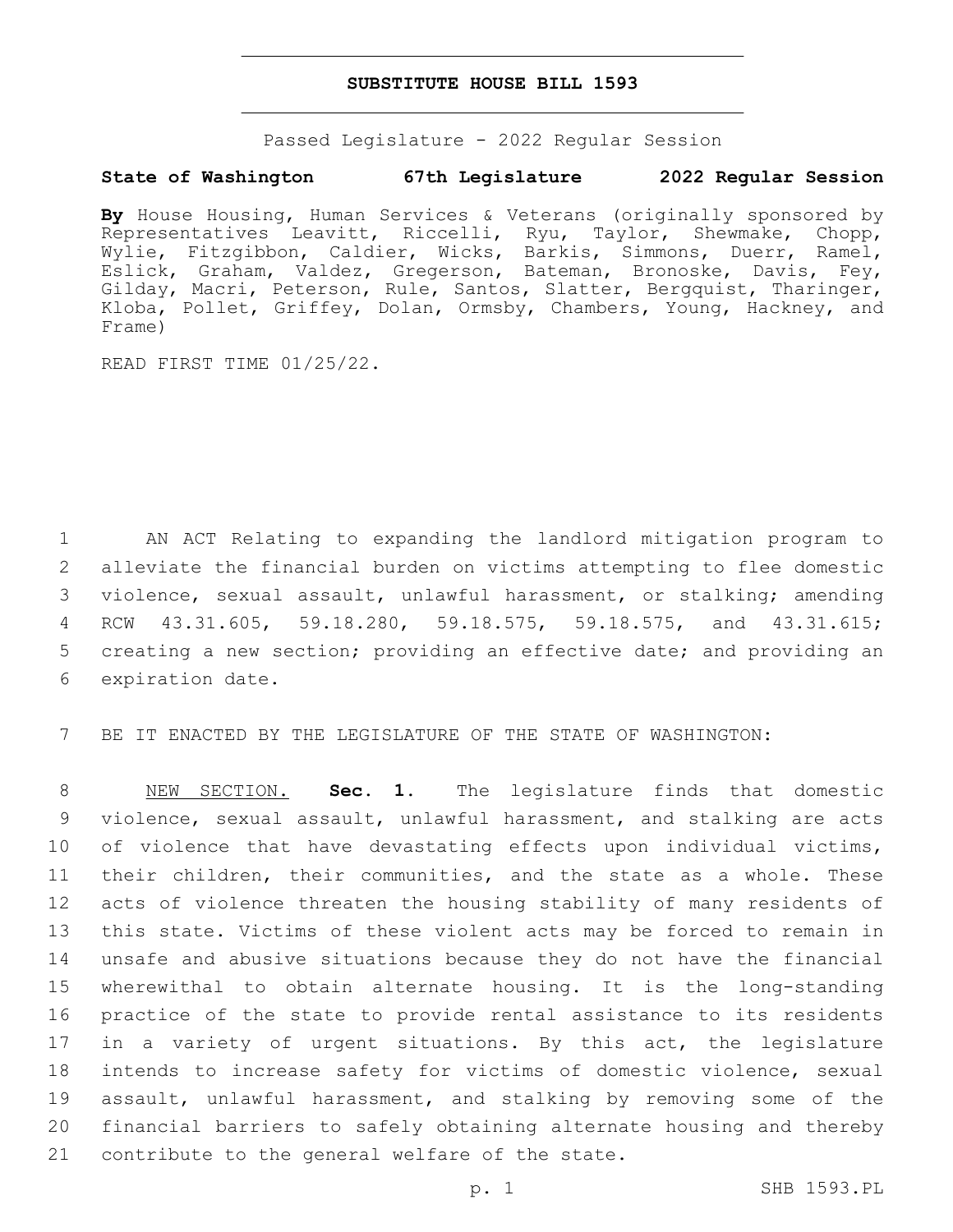# SUBSTITUTE HOUSE BILL 1593

Passed Legislature - 2022 Regular Session

**State of Washington 67th Legislature 2022 Regular Session**

**By** House Housing, Human Services & Veterans (originally sponsored by Representatives Leavitt, Riccelli, Ryu, Taylor, Shewmake, Chopp, Wylie, Fitzgibbon, Caldier, Wicks, Barkis, Simmons, Duerr, Ramel, Eslick, Graham, Valdez, Gregerson, Bateman, Bronoske, Davis, Fey, Gilday, Macri, Peterson, Rule, Santos, Slatter, Bergquist, Tharinger, Kloba, Pollet, Griffey, Dolan, Ormsby, Chambers, Young, Hackney, and Frame)

READ FIRST TIME 01/25/22.

1 AN ACT Relating to expanding the landlord mitigation program to 2 alleviate the financial burden on victims attempting to flee domestic 3 violence, sexual assault, unlawful harassment, or stalking; amending 4 RCW 43.31.605, 59.18.280, 59.18.575, 59.18.575, and 43.31.615; 5 creating a new section; providing an effective date; and providing an 6 expiration date.

7 BE IT ENACTED BY THE LEGISLATURE OF THE STATE OF WASHINGTON:

8 NEW SECTION. **Sec. 1.** The legislature finds that domestic 9 violence, sexual assault, unlawful harassment, and stalking are acts 10 of violence that have devastating effects upon individual victims, 11 their children, their communities, and the state as a whole. These 12 acts of violence threaten the housing stability of many residents of 13 this state. Victims of these violent acts may be forced to remain in 14 unsafe and abusive situations because they do not have the financial 15 wherewithal to obtain alternate housing. It is the long-standing 16 practice of the state to provide rental assistance to its residents 17 in a variety of urgent situations. By this act, the legislature 18 intends to increase safety for victims of domestic violence, sexual 19 assault, unlawful harassment, and stalking by removing some of the 20 financial barriers to safely obtaining alternate housing and thereby 21 contribute to the general welfare of the state.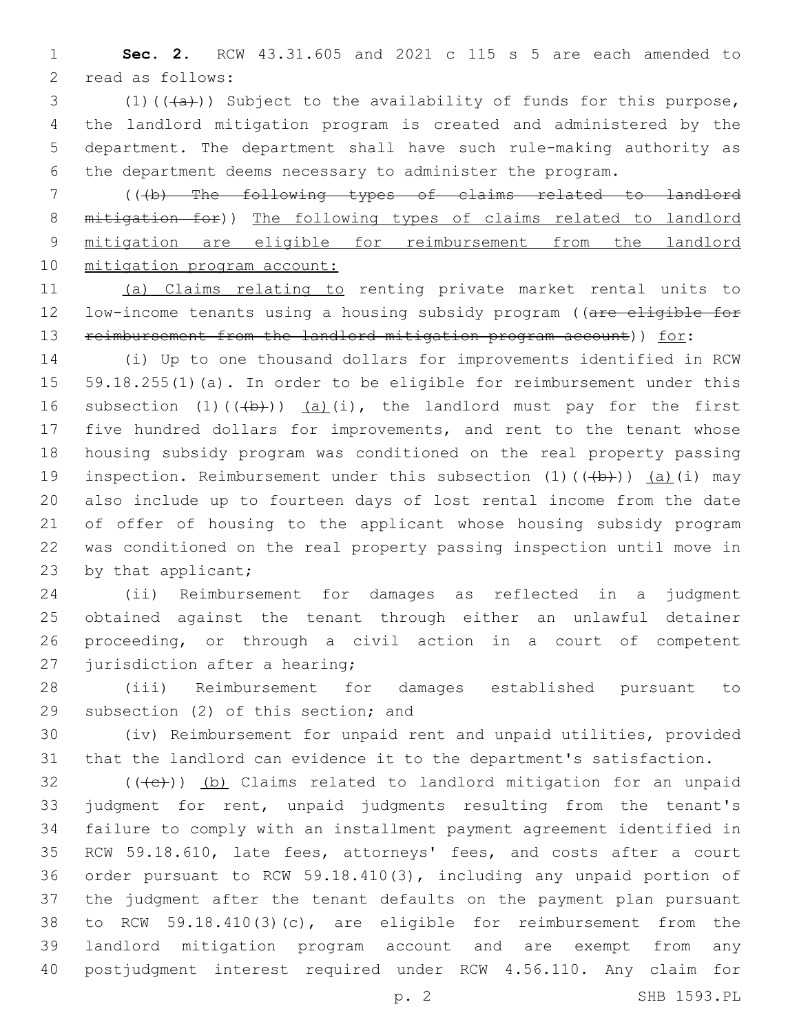**Sec. 2.** RCW 43.31.605 and 2021 c 115 s 5 are each amended to read as follows:

(1)(((a))) Subject to the availability of funds for this purpose, the landlord mitigation program is created and administered by the department. The department shall have such rule-making authority as the department deems necessary to administer the program.

(((b) The following types of claims related to landlord mitigation for)) The following types of claims related to landlord mitigation are eligible for reimbursement from the landlord mitigation program account:

(a) Claims relating to renting private market rental units to low-income tenants using a housing subsidy program ((are eligible for reimbursement from the landlord mitigation program account)) for:

(i) Up to one thousand dollars for improvements identified in RCW 59.18.255(1)(a). In order to be eligible for reimbursement under this subsection (1)(((b))) (a)(i), the landlord must pay for the first five hundred dollars for improvements, and rent to the tenant whose housing subsidy program was conditioned on the real property passing inspection. Reimbursement under this subsection (1)(((b))) (a)(i) may also include up to fourteen days of lost rental income from the date of offer of housing to the applicant whose housing subsidy program was conditioned on the real property passing inspection until move in by that applicant;

(ii) Reimbursement for damages as reflected in a judgment obtained against the tenant through either an unlawful detainer proceeding, or through a civil action in a court of competent jurisdiction after a hearing;

(iii) Reimbursement for damages established pursuant to subsection (2) of this section; and

(iv) Reimbursement for unpaid rent and unpaid utilities, provided that the landlord can evidence it to the department's satisfaction.

(((c))) (b) Claims related to landlord mitigation for an unpaid judgment for rent, unpaid judgments resulting from the tenant's failure to comply with an installment payment agreement identified in RCW 59.18.610, late fees, attorneys' fees, and costs after a court order pursuant to RCW 59.18.410(3), including any unpaid portion of the judgment after the tenant defaults on the payment plan pursuant to RCW 59.18.410(3)(c), are eligible for reimbursement from the landlord mitigation program account and are exempt from any postjudgment interest required under RCW 4.56.110. Any claim for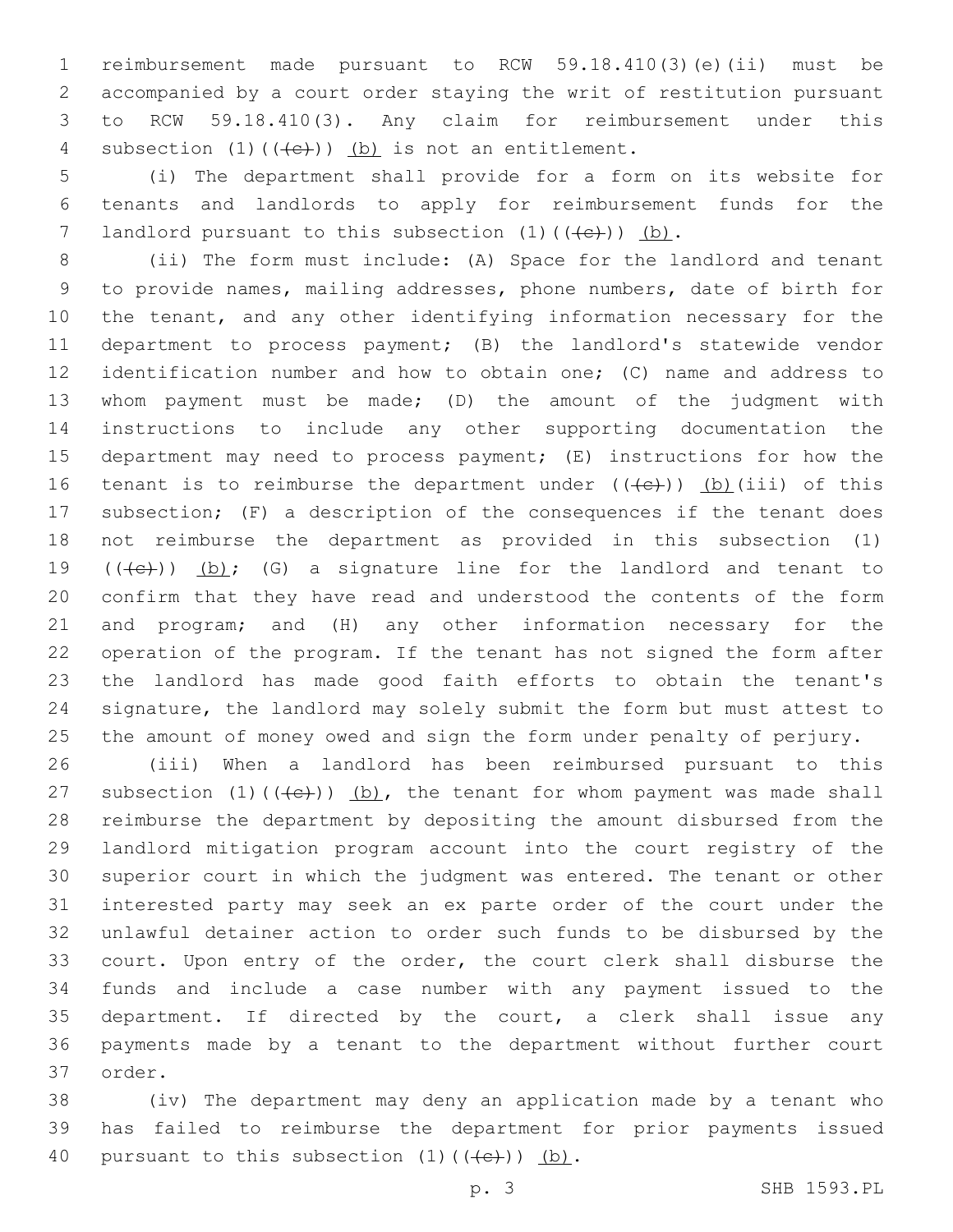reimbursement made pursuant to RCW 59.18.410(3)(e)(ii) must be accompanied by a court order staying the writ of restitution pursuant to RCW 59.18.410(3). Any claim for reimbursement under this subsection (1)~~((c))~~ (b) is not an entitlement.

(i) The department shall provide for a form on its website for tenants and landlords to apply for reimbursement funds for the landlord pursuant to this subsection (1)~~((c))~~ (b).

(ii) The form must include: (A) Space for the landlord and tenant to provide names, mailing addresses, phone numbers, date of birth for the tenant, and any other identifying information necessary for the department to process payment; (B) the landlord's statewide vendor identification number and how to obtain one; (C) name and address to whom payment must be made; (D) the amount of the judgment with instructions to include any other supporting documentation the department may need to process payment; (E) instructions for how the tenant is to reimburse the department under ~~((c))~~ (b)(iii) of this subsection; (F) a description of the consequences if the tenant does not reimburse the department as provided in this subsection (1) ~~((c))~~ (b); (G) a signature line for the landlord and tenant to confirm that they have read and understood the contents of the form and program; and (H) any other information necessary for the operation of the program. If the tenant has not signed the form after the landlord has made good faith efforts to obtain the tenant's signature, the landlord may solely submit the form but must attest to the amount of money owed and sign the form under penalty of perjury.

(iii) When a landlord has been reimbursed pursuant to this subsection (1)~~((c))~~ (b), the tenant for whom payment was made shall reimburse the department by depositing the amount disbursed from the landlord mitigation program account into the court registry of the superior court in which the judgment was entered. The tenant or other interested party may seek an ex parte order of the court under the unlawful detainer action to order such funds to be disbursed by the court. Upon entry of the order, the court clerk shall disburse the funds and include a case number with any payment issued to the department. If directed by the court, a clerk shall issue any payments made by a tenant to the department without further court order.

(iv) The department may deny an application made by a tenant who has failed to reimburse the department for prior payments issued pursuant to this subsection (1)~~((c))~~ (b).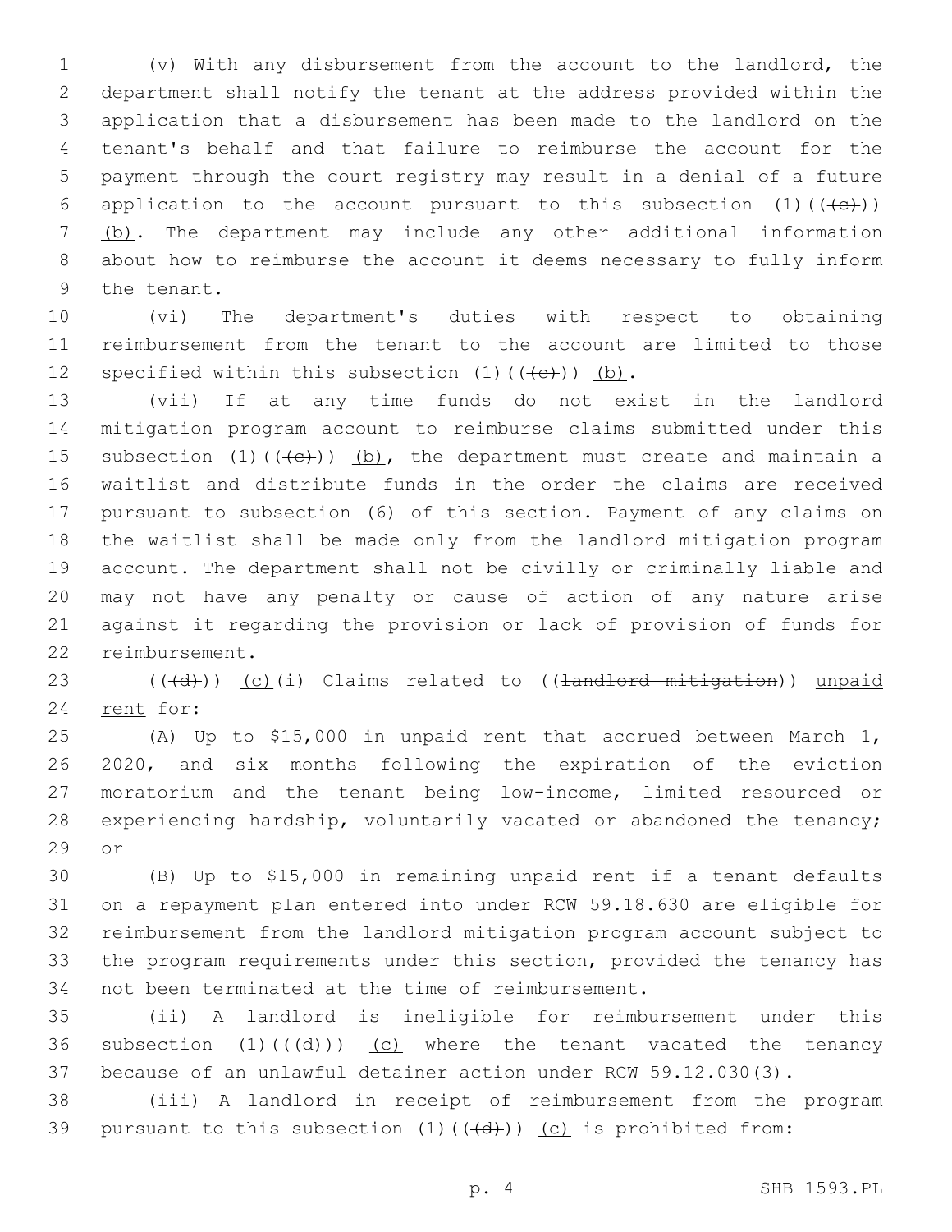(v) With any disbursement from the account to the landlord, the department shall notify the tenant at the address provided within the application that a disbursement has been made to the landlord on the tenant's behalf and that failure to reimburse the account for the payment through the court registry may result in a denial of a future application to the account pursuant to this subsection (1)((~~(c)~~)) (b). The department may include any other additional information about how to reimburse the account it deems necessary to fully inform the tenant.

(vi) The department's duties with respect to obtaining reimbursement from the tenant to the account are limited to those specified within this subsection (1)((~~(c)~~)) (b).

(vii) If at any time funds do not exist in the landlord mitigation program account to reimburse claims submitted under this subsection (1)((~~(c)~~)) (b), the department must create and maintain a waitlist and distribute funds in the order the claims are received pursuant to subsection (6) of this section. Payment of any claims on the waitlist shall be made only from the landlord mitigation program account. The department shall not be civilly or criminally liable and may not have any penalty or cause of action of any nature arise against it regarding the provision or lack of provision of funds for reimbursement.

((~~(d)~~)) (c)(i) Claims related to ((~~landlord mitigation~~)) unpaid rent for:

(A) Up to $15,000 in unpaid rent that accrued between March 1, 2020, and six months following the expiration of the eviction moratorium and the tenant being low-income, limited resourced or experiencing hardship, voluntarily vacated or abandoned the tenancy; or

(B) Up to $15,000 in remaining unpaid rent if a tenant defaults on a repayment plan entered into under RCW 59.18.630 are eligible for reimbursement from the landlord mitigation program account subject to the program requirements under this section, provided the tenancy has not been terminated at the time of reimbursement.

(ii) A landlord is ineligible for reimbursement under this subsection (1)((~~(d)~~)) (c) where the tenant vacated the tenancy because of an unlawful detainer action under RCW 59.12.030(3).

(iii) A landlord in receipt of reimbursement from the program pursuant to this subsection (1)((~~(d)~~)) (c) is prohibited from: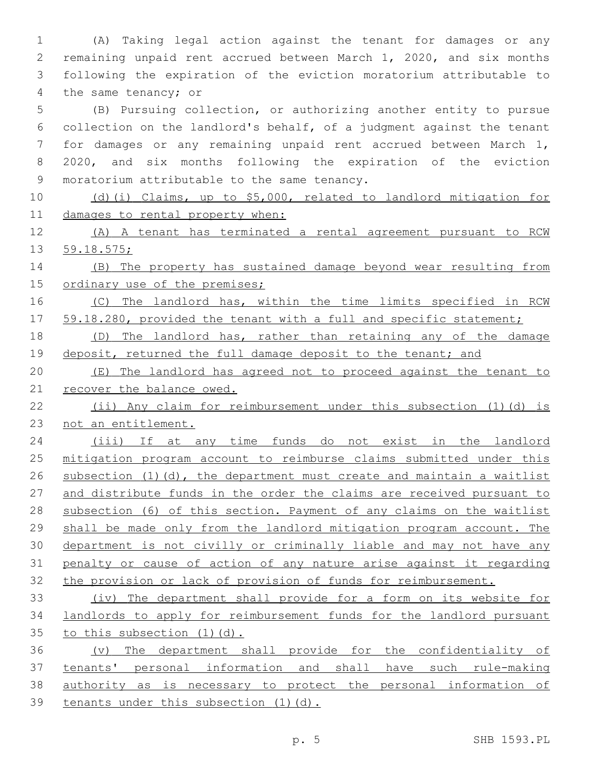(A) Taking legal action against the tenant for damages or any remaining unpaid rent accrued between March 1, 2020, and six months following the expiration of the eviction moratorium attributable to the same tenancy; or

(B) Pursuing collection, or authorizing another entity to pursue collection on the landlord's behalf, of a judgment against the tenant for damages or any remaining unpaid rent accrued between March 1, 2020, and six months following the expiration of the eviction moratorium attributable to the same tenancy.

(d)(i) Claims, up to $5,000, related to landlord mitigation for damages to rental property when:

(A) A tenant has terminated a rental agreement pursuant to RCW 59.18.575;

(B) The property has sustained damage beyond wear resulting from ordinary use of the premises;

(C) The landlord has, within the time limits specified in RCW 59.18.280, provided the tenant with a full and specific statement;

(D) The landlord has, rather than retaining any of the damage deposit, returned the full damage deposit to the tenant; and

(E) The landlord has agreed not to proceed against the tenant to recover the balance owed.

(ii) Any claim for reimbursement under this subsection (1)(d) is not an entitlement.

(iii) If at any time funds do not exist in the landlord mitigation program account to reimburse claims submitted under this subsection (1)(d), the department must create and maintain a waitlist and distribute funds in the order the claims are received pursuant to subsection (6) of this section. Payment of any claims on the waitlist shall be made only from the landlord mitigation program account. The department is not civilly or criminally liable and may not have any penalty or cause of action of any nature arise against it regarding the provision or lack of provision of funds for reimbursement.

(iv) The department shall provide for a form on its website for landlords to apply for reimbursement funds for the landlord pursuant to this subsection (1)(d).

(v) The department shall provide for the confidentiality of tenants' personal information and shall have such rule-making authority as is necessary to protect the personal information of tenants under this subsection (1)(d).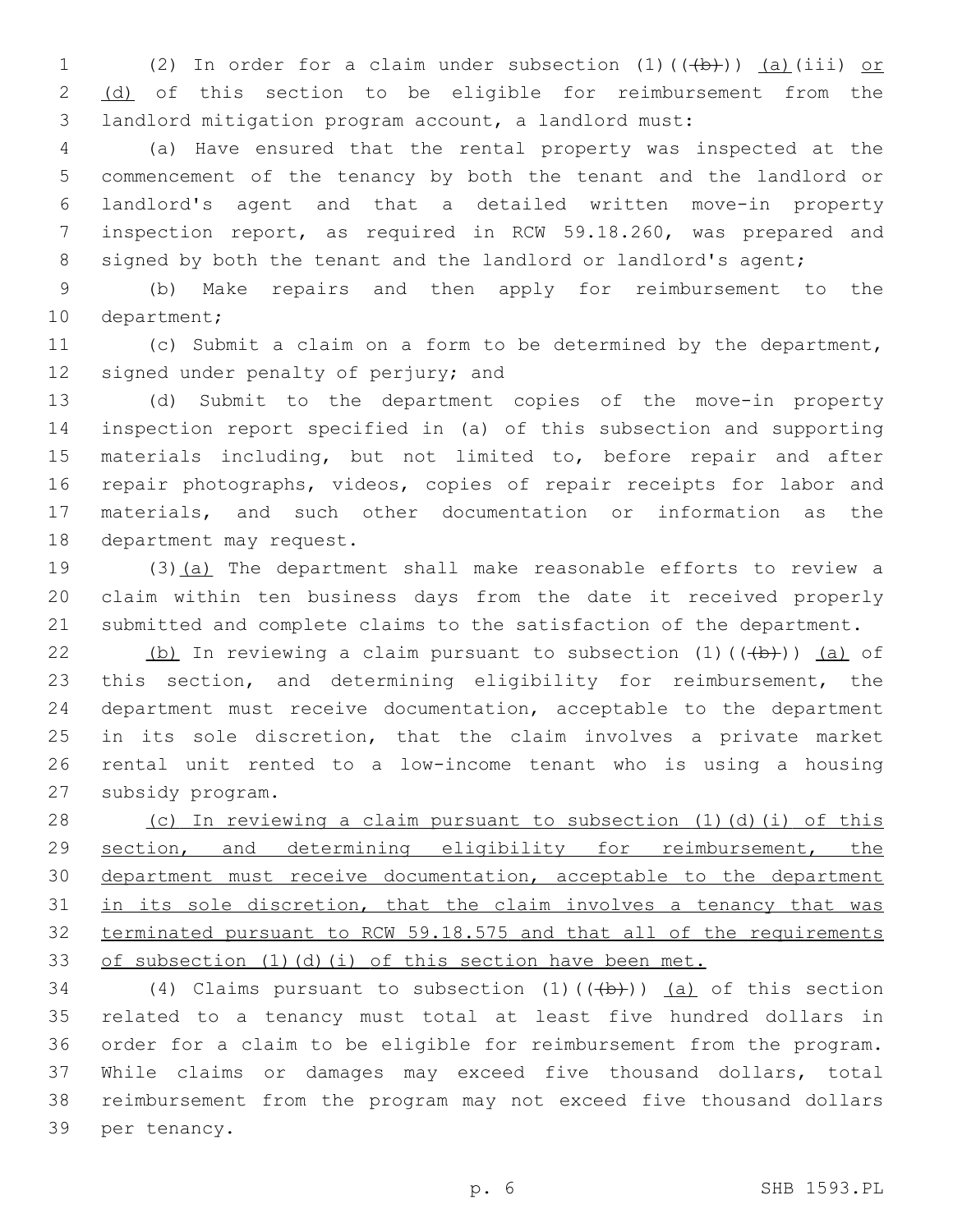(2) In order for a claim under subsection (1)(((b))) (a)(iii) or (d) of this section to be eligible for reimbursement from the landlord mitigation program account, a landlord must:

(a) Have ensured that the rental property was inspected at the commencement of the tenancy by both the tenant and the landlord or landlord's agent and that a detailed written move-in property inspection report, as required in RCW 59.18.260, was prepared and signed by both the tenant and the landlord or landlord's agent;

(b) Make repairs and then apply for reimbursement to the department;

(c) Submit a claim on a form to be determined by the department, signed under penalty of perjury; and

(d) Submit to the department copies of the move-in property inspection report specified in (a) of this subsection and supporting materials including, but not limited to, before repair and after repair photographs, videos, copies of repair receipts for labor and materials, and such other documentation or information as the department may request.

(3)(a) The department shall make reasonable efforts to review a claim within ten business days from the date it received properly submitted and complete claims to the satisfaction of the department.

(b) In reviewing a claim pursuant to subsection (1)(((b))) (a) of this section, and determining eligibility for reimbursement, the department must receive documentation, acceptable to the department in its sole discretion, that the claim involves a private market rental unit rented to a low-income tenant who is using a housing subsidy program.

(c) In reviewing a claim pursuant to subsection (1)(d)(i) of this section, and determining eligibility for reimbursement, the department must receive documentation, acceptable to the department in its sole discretion, that the claim involves a tenancy that was terminated pursuant to RCW 59.18.575 and that all of the requirements of subsection (1)(d)(i) of this section have been met.

(4) Claims pursuant to subsection (1)(((b))) (a) of this section related to a tenancy must total at least five hundred dollars in order for a claim to be eligible for reimbursement from the program. While claims or damages may exceed five thousand dollars, total reimbursement from the program may not exceed five thousand dollars per tenancy.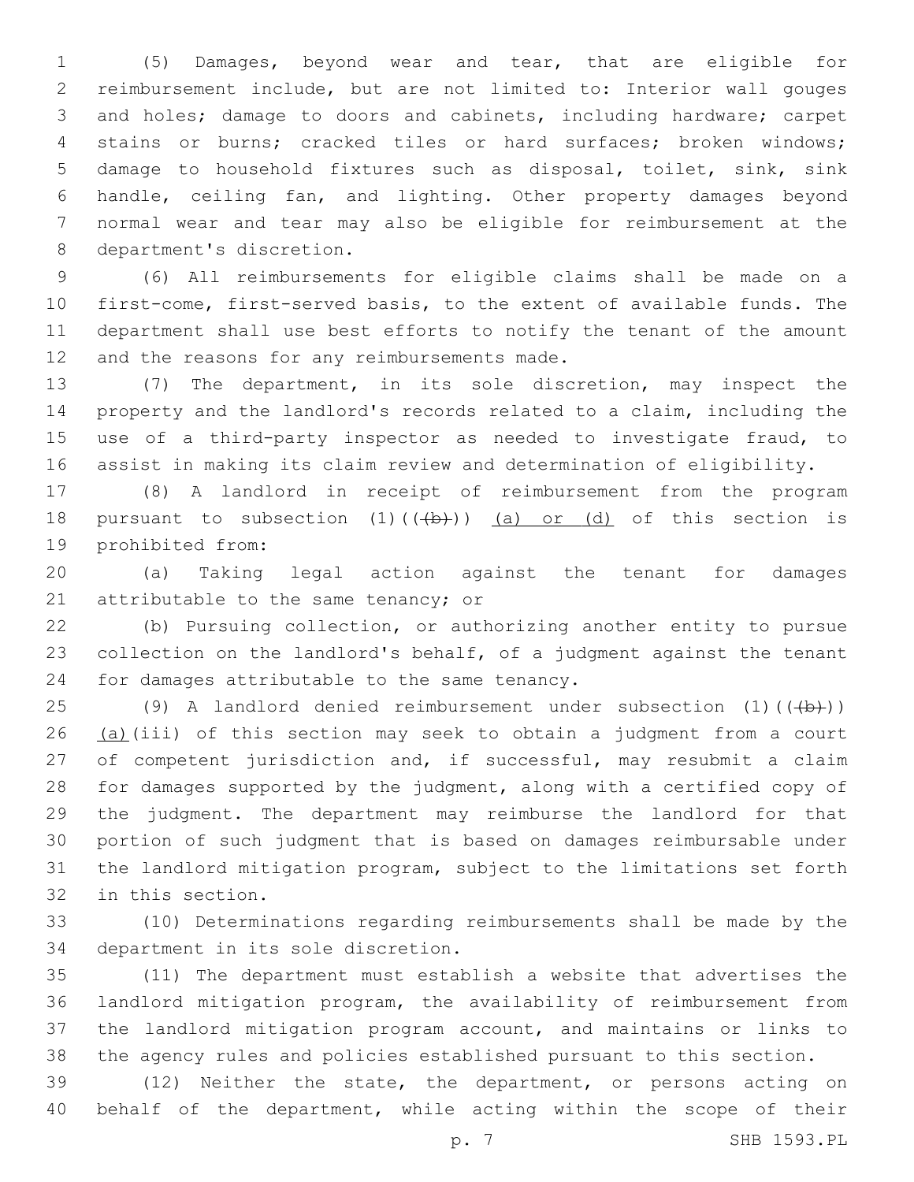(5) Damages, beyond wear and tear, that are eligible for reimbursement include, but are not limited to: Interior wall gouges and holes; damage to doors and cabinets, including hardware; carpet stains or burns; cracked tiles or hard surfaces; broken windows; damage to household fixtures such as disposal, toilet, sink, sink handle, ceiling fan, and lighting. Other property damages beyond normal wear and tear may also be eligible for reimbursement at the department's discretion.

(6) All reimbursements for eligible claims shall be made on a first-come, first-served basis, to the extent of available funds. The department shall use best efforts to notify the tenant of the amount and the reasons for any reimbursements made.

(7) The department, in its sole discretion, may inspect the property and the landlord's records related to a claim, including the use of a third-party inspector as needed to investigate fraud, to assist in making its claim review and determination of eligibility.

(8) A landlord in receipt of reimbursement from the program pursuant to subsection (1)((~~(b)~~)) <u>(a) or (d)</u> of this section is prohibited from:

(a) Taking legal action against the tenant for damages attributable to the same tenancy; or

(b) Pursuing collection, or authorizing another entity to pursue collection on the landlord's behalf, of a judgment against the tenant for damages attributable to the same tenancy.

(9) A landlord denied reimbursement under subsection (1)((~~(b)~~)) <u>(a)</u>(iii) of this section may seek to obtain a judgment from a court of competent jurisdiction and, if successful, may resubmit a claim for damages supported by the judgment, along with a certified copy of the judgment. The department may reimburse the landlord for that portion of such judgment that is based on damages reimbursable under the landlord mitigation program, subject to the limitations set forth in this section.

(10) Determinations regarding reimbursements shall be made by the department in its sole discretion.

(11) The department must establish a website that advertises the landlord mitigation program, the availability of reimbursement from the landlord mitigation program account, and maintains or links to the agency rules and policies established pursuant to this section.

(12) Neither the state, the department, or persons acting on behalf of the department, while acting within the scope of their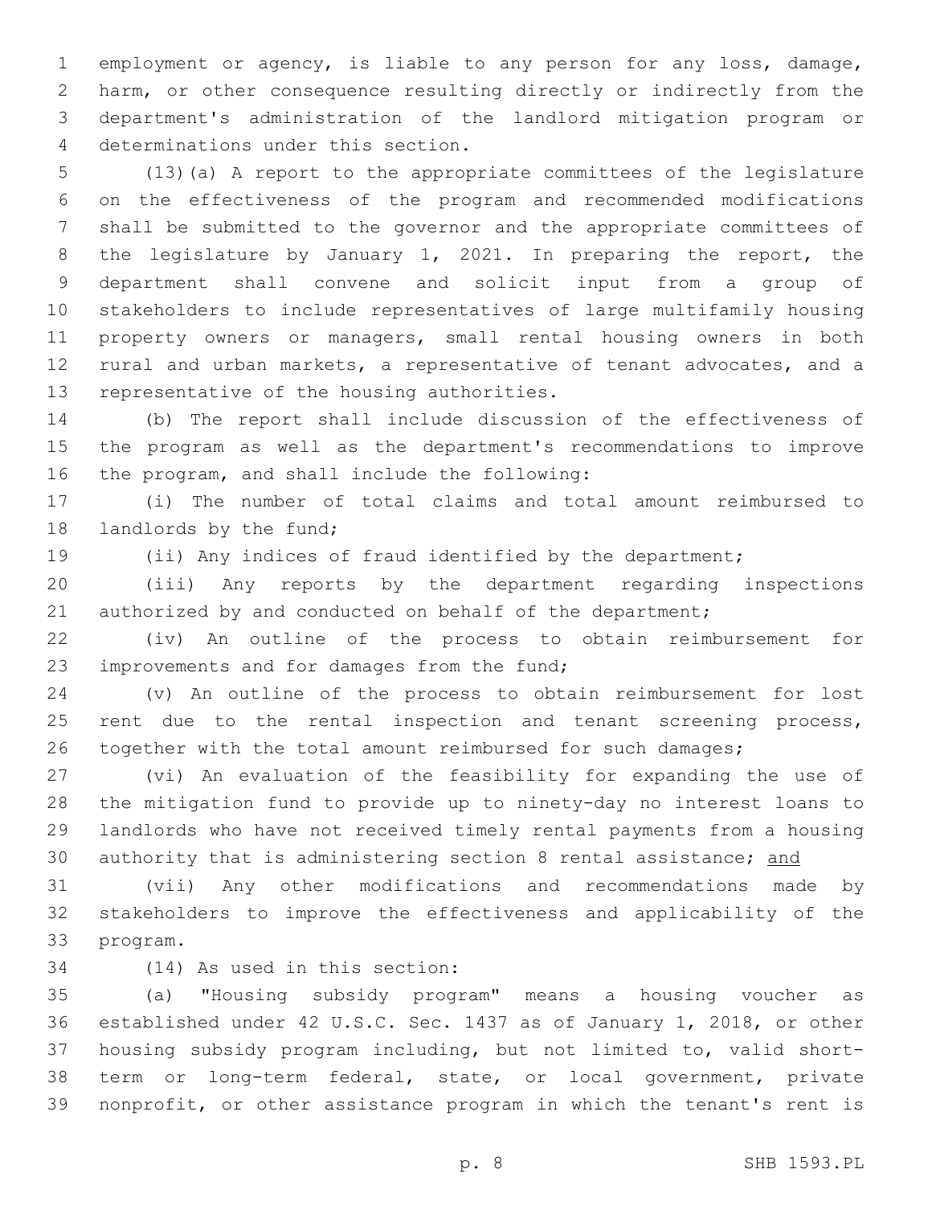employment or agency, is liable to any person for any loss, damage, harm, or other consequence resulting directly or indirectly from the department's administration of the landlord mitigation program or determinations under this section.

(13)(a) A report to the appropriate committees of the legislature on the effectiveness of the program and recommended modifications shall be submitted to the governor and the appropriate committees of the legislature by January 1, 2021. In preparing the report, the department shall convene and solicit input from a group of stakeholders to include representatives of large multifamily housing property owners or managers, small rental housing owners in both rural and urban markets, a representative of tenant advocates, and a representative of the housing authorities.

(b) The report shall include discussion of the effectiveness of the program as well as the department's recommendations to improve the program, and shall include the following:

(i) The number of total claims and total amount reimbursed to landlords by the fund;

(ii) Any indices of fraud identified by the department;

(iii) Any reports by the department regarding inspections authorized by and conducted on behalf of the department;

(iv) An outline of the process to obtain reimbursement for improvements and for damages from the fund;

(v) An outline of the process to obtain reimbursement for lost rent due to the rental inspection and tenant screening process, together with the total amount reimbursed for such damages;

(vi) An evaluation of the feasibility for expanding the use of the mitigation fund to provide up to ninety-day no interest loans to landlords who have not received timely rental payments from a housing authority that is administering section 8 rental assistance; and

(vii) Any other modifications and recommendations made by stakeholders to improve the effectiveness and applicability of the program.

(14) As used in this section:

(a) "Housing subsidy program" means a housing voucher as established under 42 U.S.C. Sec. 1437 as of January 1, 2018, or other housing subsidy program including, but not limited to, valid short-term or long-term federal, state, or local government, private nonprofit, or other assistance program in which the tenant's rent is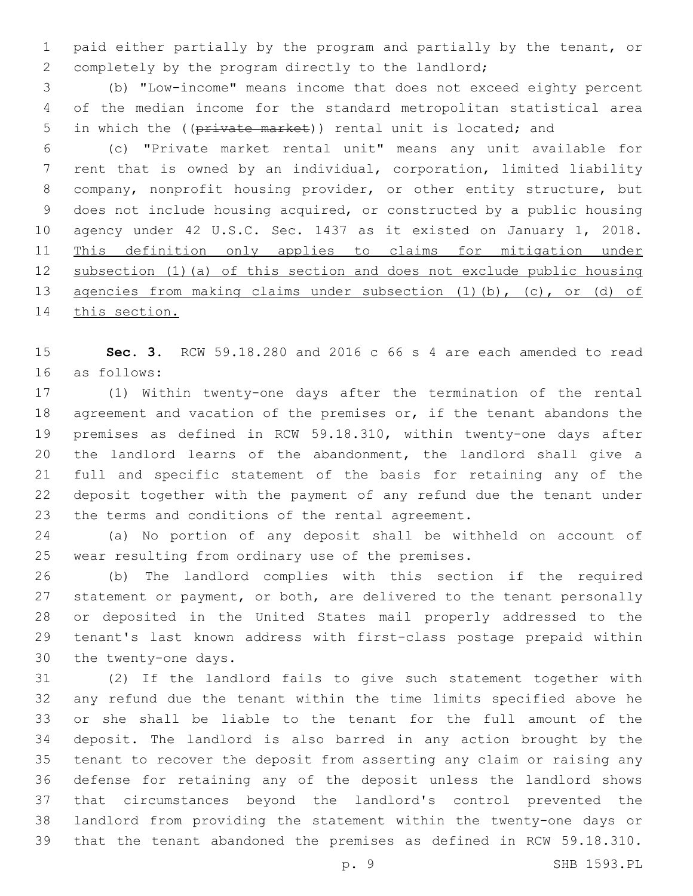paid either partially by the program and partially by the tenant, or completely by the program directly to the landlord;

(b) "Low-income" means income that does not exceed eighty percent of the median income for the standard metropolitan statistical area in which the ((~~private market~~)) rental unit is located; and

(c) "Private market rental unit" means any unit available for rent that is owned by an individual, corporation, limited liability company, nonprofit housing provider, or other entity structure, but does not include housing acquired, or constructed by a public housing agency under 42 U.S.C. Sec. 1437 as it existed on January 1, 2018. <u>This definition only applies to claims for mitigation under subsection (1)(a) of this section and does not exclude public housing agencies from making claims under subsection (1)(b), (c), or (d) of this section.</u>

**Sec. 3.** RCW 59.18.280 and 2016 c 66 s 4 are each amended to read as follows:

(1) Within twenty-one days after the termination of the rental agreement and vacation of the premises or, if the tenant abandons the premises as defined in RCW 59.18.310, within twenty-one days after the landlord learns of the abandonment, the landlord shall give a full and specific statement of the basis for retaining any of the deposit together with the payment of any refund due the tenant under the terms and conditions of the rental agreement.

(a) No portion of any deposit shall be withheld on account of wear resulting from ordinary use of the premises.

(b) The landlord complies with this section if the required statement or payment, or both, are delivered to the tenant personally or deposited in the United States mail properly addressed to the tenant's last known address with first-class postage prepaid within the twenty-one days.

(2) If the landlord fails to give such statement together with any refund due the tenant within the time limits specified above he or she shall be liable to the tenant for the full amount of the deposit. The landlord is also barred in any action brought by the tenant to recover the deposit from asserting any claim or raising any defense for retaining any of the deposit unless the landlord shows that circumstances beyond the landlord's control prevented the landlord from providing the statement within the twenty-one days or that the tenant abandoned the premises as defined in RCW 59.18.310.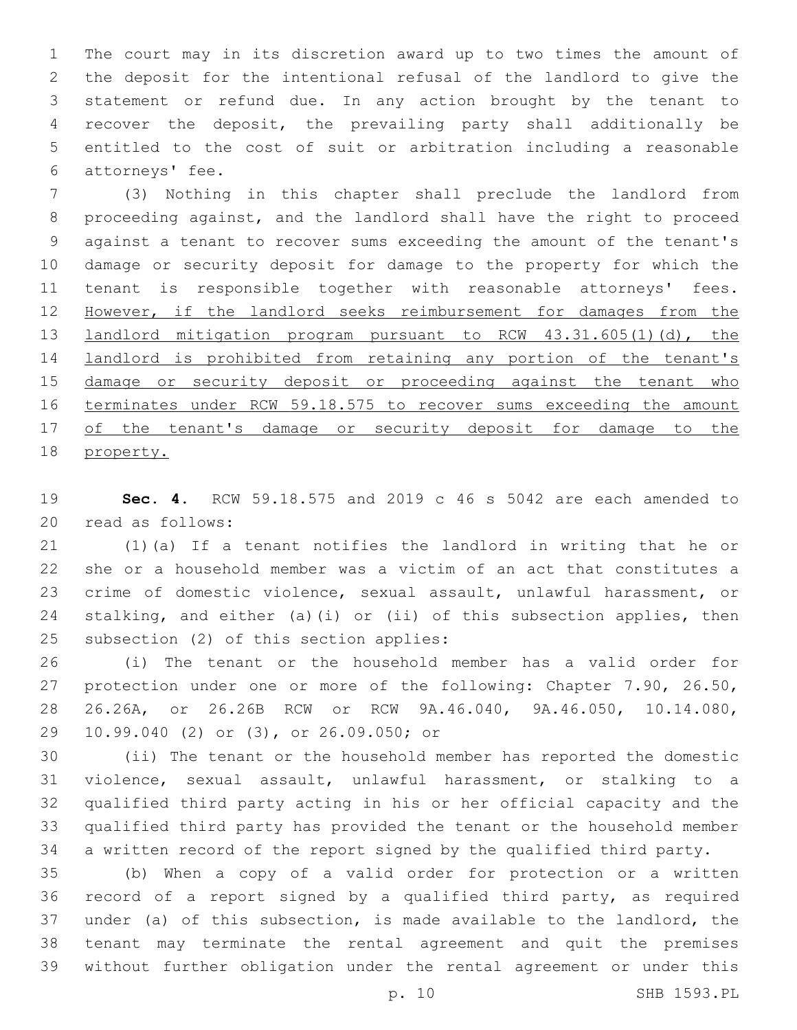The court may in its discretion award up to two times the amount of the deposit for the intentional refusal of the landlord to give the statement or refund due. In any action brought by the tenant to recover the deposit, the prevailing party shall additionally be entitled to the cost of suit or arbitration including a reasonable attorneys' fee.

(3) Nothing in this chapter shall preclude the landlord from proceeding against, and the landlord shall have the right to proceed against a tenant to recover sums exceeding the amount of the tenant's damage or security deposit for damage to the property for which the tenant is responsible together with reasonable attorneys' fees. <u>However, if the landlord seeks reimbursement for damages from the landlord mitigation program pursuant to RCW 43.31.605(1)(d), the landlord is prohibited from retaining any portion of the tenant's damage or security deposit or proceeding against the tenant who terminates under RCW 59.18.575 to recover sums exceeding the amount of the tenant's damage or security deposit for damage to the property.</u>

**Sec. 4.** RCW 59.18.575 and 2019 c 46 s 5042 are each amended to read as follows:

(1)(a) If a tenant notifies the landlord in writing that he or she or a household member was a victim of an act that constitutes a crime of domestic violence, sexual assault, unlawful harassment, or stalking, and either (a)(i) or (ii) of this subsection applies, then subsection (2) of this section applies:

(i) The tenant or the household member has a valid order for protection under one or more of the following: Chapter 7.90, 26.50, 26.26A, or 26.26B RCW or RCW 9A.46.040, 9A.46.050, 10.14.080, 10.99.040 (2) or (3), or 26.09.050; or

(ii) The tenant or the household member has reported the domestic violence, sexual assault, unlawful harassment, or stalking to a qualified third party acting in his or her official capacity and the qualified third party has provided the tenant or the household member a written record of the report signed by the qualified third party.

(b) When a copy of a valid order for protection or a written record of a report signed by a qualified third party, as required under (a) of this subsection, is made available to the landlord, the tenant may terminate the rental agreement and quit the premises without further obligation under the rental agreement or under this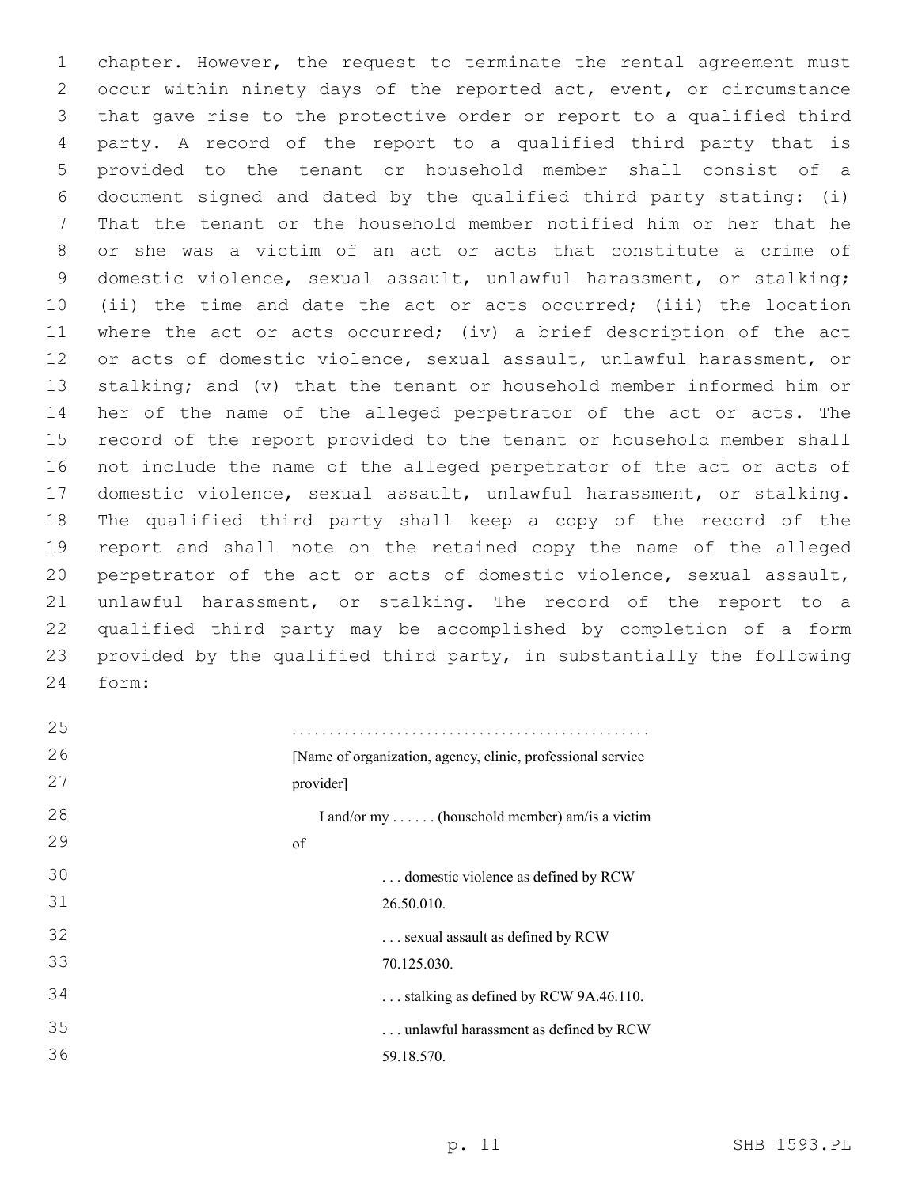chapter. However, the request to terminate the rental agreement must occur within ninety days of the reported act, event, or circumstance that gave rise to the protective order or report to a qualified third party. A record of the report to a qualified third party that is provided to the tenant or household member shall consist of a document signed and dated by the qualified third party stating: (i) That the tenant or the household member notified him or her that he or she was a victim of an act or acts that constitute a crime of domestic violence, sexual assault, unlawful harassment, or stalking; (ii) the time and date the act or acts occurred; (iii) the location where the act or acts occurred; (iv) a brief description of the act or acts of domestic violence, sexual assault, unlawful harassment, or stalking; and (v) that the tenant or household member informed him or her of the name of the alleged perpetrator of the act or acts. The record of the report provided to the tenant or household member shall not include the name of the alleged perpetrator of the act or acts of domestic violence, sexual assault, unlawful harassment, or stalking. The qualified third party shall keep a copy of the record of the report and shall note on the retained copy the name of the alleged perpetrator of the act or acts of domestic violence, sexual assault, unlawful harassment, or stalking. The record of the report to a qualified third party may be accomplished by completion of a form provided by the qualified third party, in substantially the following form:

...............................................

[Name of organization, agency, clinic, professional service provider]

I and/or my . . . . . . (household member) am/is a victim of

. . . domestic violence as defined by RCW 26.50.010.

. . . sexual assault as defined by RCW 70.125.030.

. . . stalking as defined by RCW 9A.46.110.

. . . unlawful harassment as defined by RCW 59.18.570.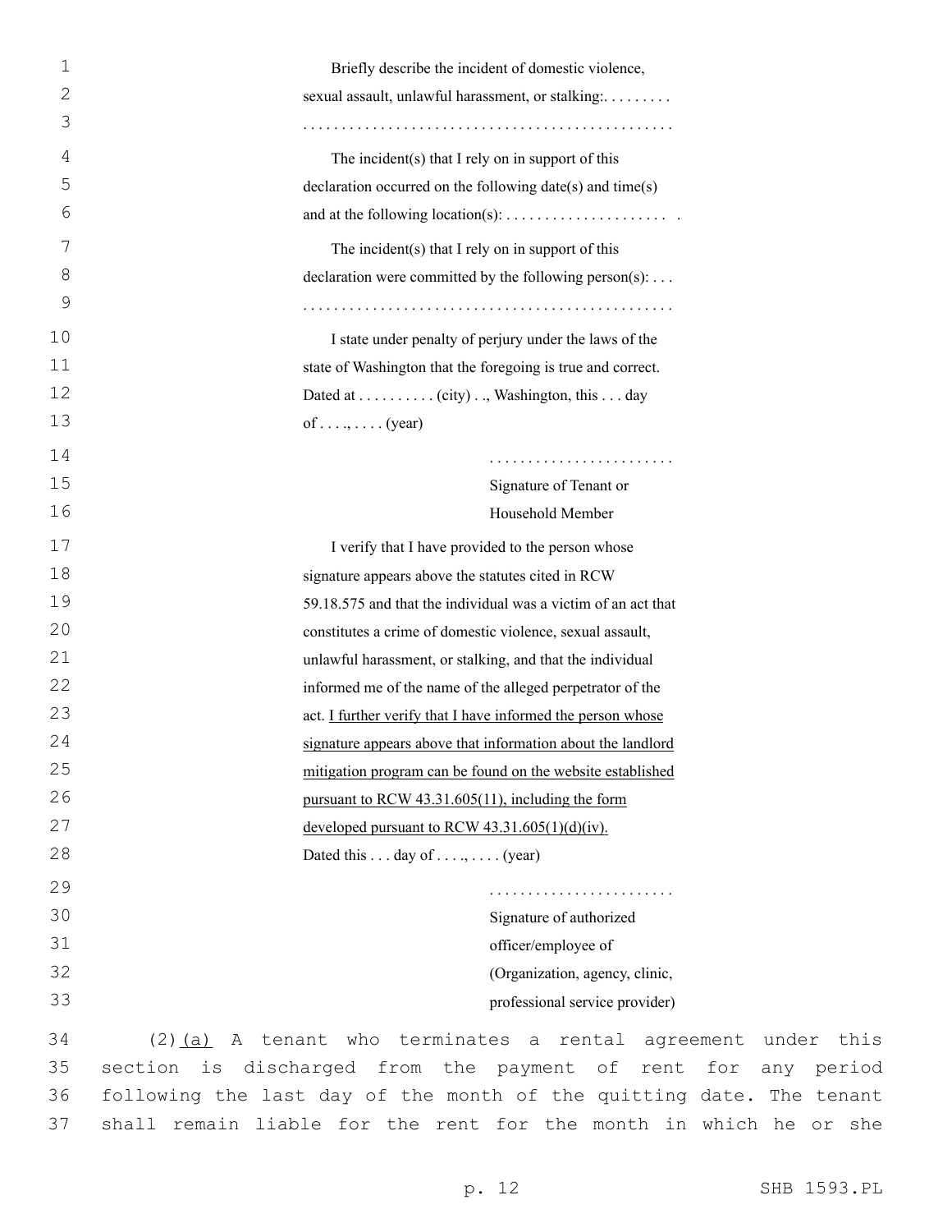Briefly describe the incident of domestic violence, sexual assault, unlawful harassment, or stalking:. . . . . . . . .
. . . . . . . . . . . . . . . . . . . . . . . . . . . . . . . . . . . . . . . . . . . . . . . .

The incident(s) that I rely on in support of this declaration occurred on the following date(s) and time(s) and at the following location(s): . . . . . . . . . . . . . . . . . . . . . .

The incident(s) that I rely on in support of this declaration were committed by the following person(s): . . .
. . . . . . . . . . . . . . . . . . . . . . . . . . . . . . . . . . . . . . . . . . . . . . . .

I state under penalty of perjury under the laws of the state of Washington that the foregoing is true and correct. Dated at . . . . . . . . . . (city) . ., Washington, this . . . day of . . . ., . . . . (year)

. . . . . . . . . . . . . . . . . . . . . . . .
Signature of Tenant or
Household Member

I verify that I have provided to the person whose signature appears above the statutes cited in RCW 59.18.575 and that the individual was a victim of an act that constitutes a crime of domestic violence, sexual assault, unlawful harassment, or stalking, and that the individual informed me of the name of the alleged perpetrator of the act. <u>I further verify that I have informed the person whose signature appears above that information about the landlord mitigation program can be found on the website established pursuant to RCW 43.31.605(11), including the form developed pursuant to RCW 43.31.605(1)(d)(iv).</u>
Dated this . . . day of . . . ., . . . . (year)

. . . . . . . . . . . . . . . . . . . . . . . .
Signature of authorized
officer/employee of
(Organization, agency, clinic,
professional service provider)

(2)<u>(a)</u> A tenant who terminates a rental agreement under this section is discharged from the payment of rent for any period following the last day of the month of the quitting date. The tenant shall remain liable for the rent for the month in which he or she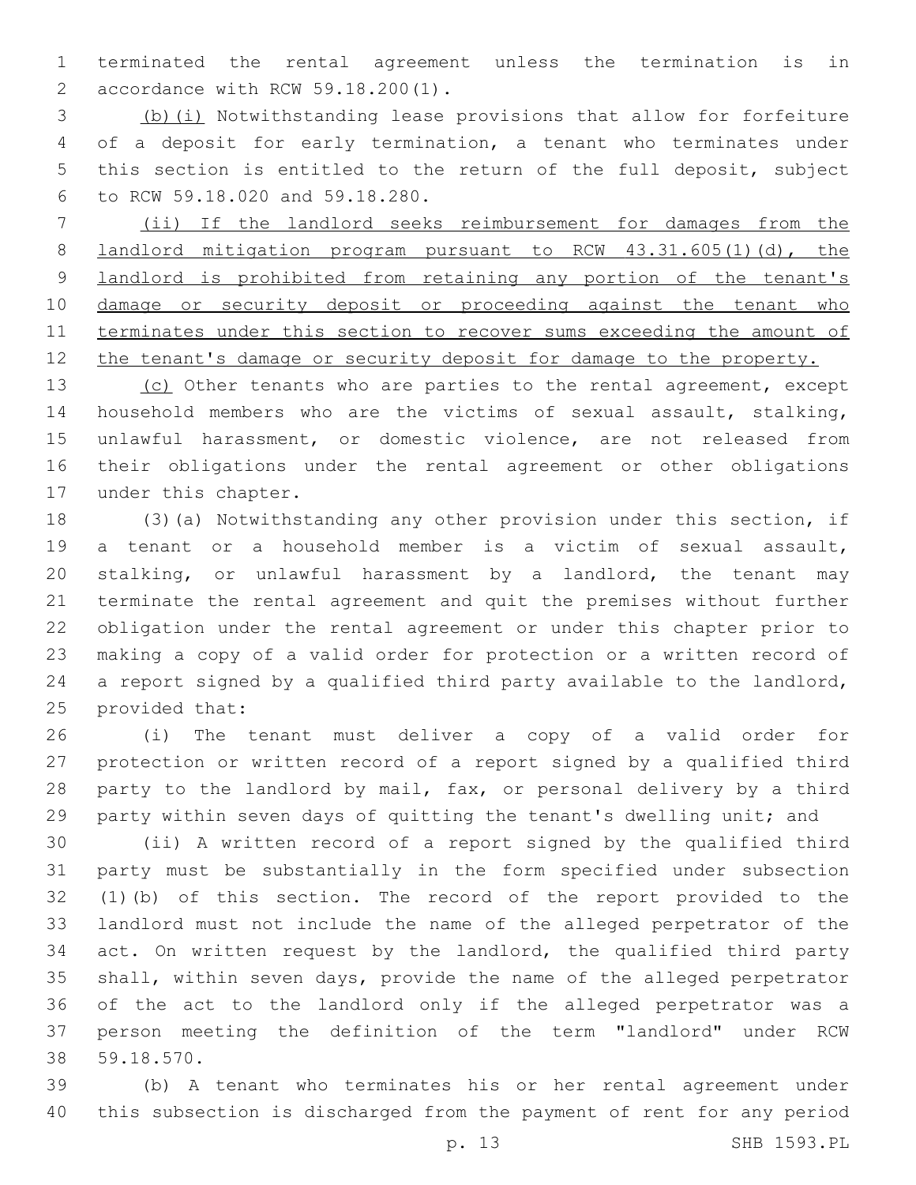terminated the rental agreement unless the termination is in accordance with RCW 59.18.200(1).

(b)(i) Notwithstanding lease provisions that allow for forfeiture of a deposit for early termination, a tenant who terminates under this section is entitled to the return of the full deposit, subject to RCW 59.18.020 and 59.18.280.

(ii) If the landlord seeks reimbursement for damages from the landlord mitigation program pursuant to RCW 43.31.605(1)(d), the landlord is prohibited from retaining any portion of the tenant's damage or security deposit or proceeding against the tenant who terminates under this section to recover sums exceeding the amount of the tenant's damage or security deposit for damage to the property.

(c) Other tenants who are parties to the rental agreement, except household members who are the victims of sexual assault, stalking, unlawful harassment, or domestic violence, are not released from their obligations under the rental agreement or other obligations under this chapter.

(3)(a) Notwithstanding any other provision under this section, if a tenant or a household member is a victim of sexual assault, stalking, or unlawful harassment by a landlord, the tenant may terminate the rental agreement and quit the premises without further obligation under the rental agreement or under this chapter prior to making a copy of a valid order for protection or a written record of a report signed by a qualified third party available to the landlord, provided that:

(i) The tenant must deliver a copy of a valid order for protection or written record of a report signed by a qualified third party to the landlord by mail, fax, or personal delivery by a third party within seven days of quitting the tenant's dwelling unit; and

(ii) A written record of a report signed by the qualified third party must be substantially in the form specified under subsection (1)(b) of this section. The record of the report provided to the landlord must not include the name of the alleged perpetrator of the act. On written request by the landlord, the qualified third party shall, within seven days, provide the name of the alleged perpetrator of the act to the landlord only if the alleged perpetrator was a person meeting the definition of the term "landlord" under RCW 59.18.570.

(b) A tenant who terminates his or her rental agreement under this subsection is discharged from the payment of rent for any period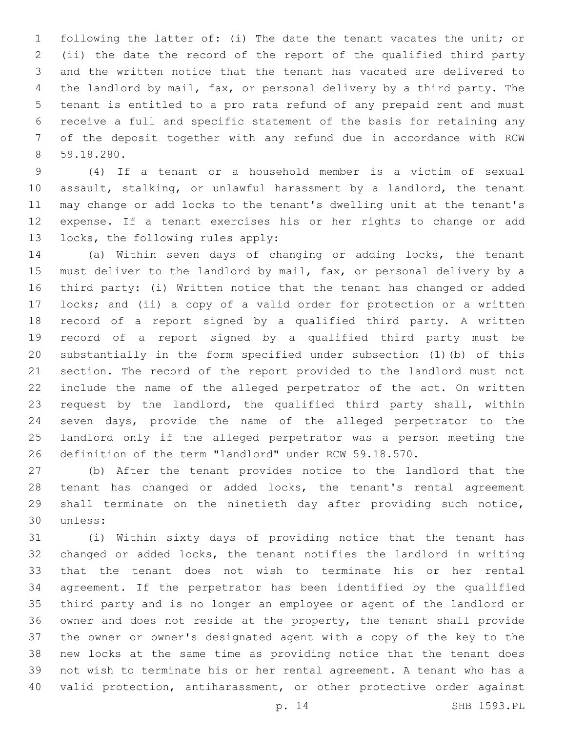following the latter of: (i) The date the tenant vacates the unit; or (ii) the date the record of the report of the qualified third party and the written notice that the tenant has vacated are delivered to the landlord by mail, fax, or personal delivery by a third party. The tenant is entitled to a pro rata refund of any prepaid rent and must receive a full and specific statement of the basis for retaining any of the deposit together with any refund due in accordance with RCW 59.18.280.

(4) If a tenant or a household member is a victim of sexual assault, stalking, or unlawful harassment by a landlord, the tenant may change or add locks to the tenant's dwelling unit at the tenant's expense. If a tenant exercises his or her rights to change or add locks, the following rules apply:

(a) Within seven days of changing or adding locks, the tenant must deliver to the landlord by mail, fax, or personal delivery by a third party: (i) Written notice that the tenant has changed or added locks; and (ii) a copy of a valid order for protection or a written record of a report signed by a qualified third party. A written record of a report signed by a qualified third party must be substantially in the form specified under subsection (1)(b) of this section. The record of the report provided to the landlord must not include the name of the alleged perpetrator of the act. On written request by the landlord, the qualified third party shall, within seven days, provide the name of the alleged perpetrator to the landlord only if the alleged perpetrator was a person meeting the definition of the term "landlord" under RCW 59.18.570.

(b) After the tenant provides notice to the landlord that the tenant has changed or added locks, the tenant's rental agreement shall terminate on the ninetieth day after providing such notice, unless:

(i) Within sixty days of providing notice that the tenant has changed or added locks, the tenant notifies the landlord in writing that the tenant does not wish to terminate his or her rental agreement. If the perpetrator has been identified by the qualified third party and is no longer an employee or agent of the landlord or owner and does not reside at the property, the tenant shall provide the owner or owner's designated agent with a copy of the key to the new locks at the same time as providing notice that the tenant does not wish to terminate his or her rental agreement. A tenant who has a valid protection, antiharassment, or other protective order against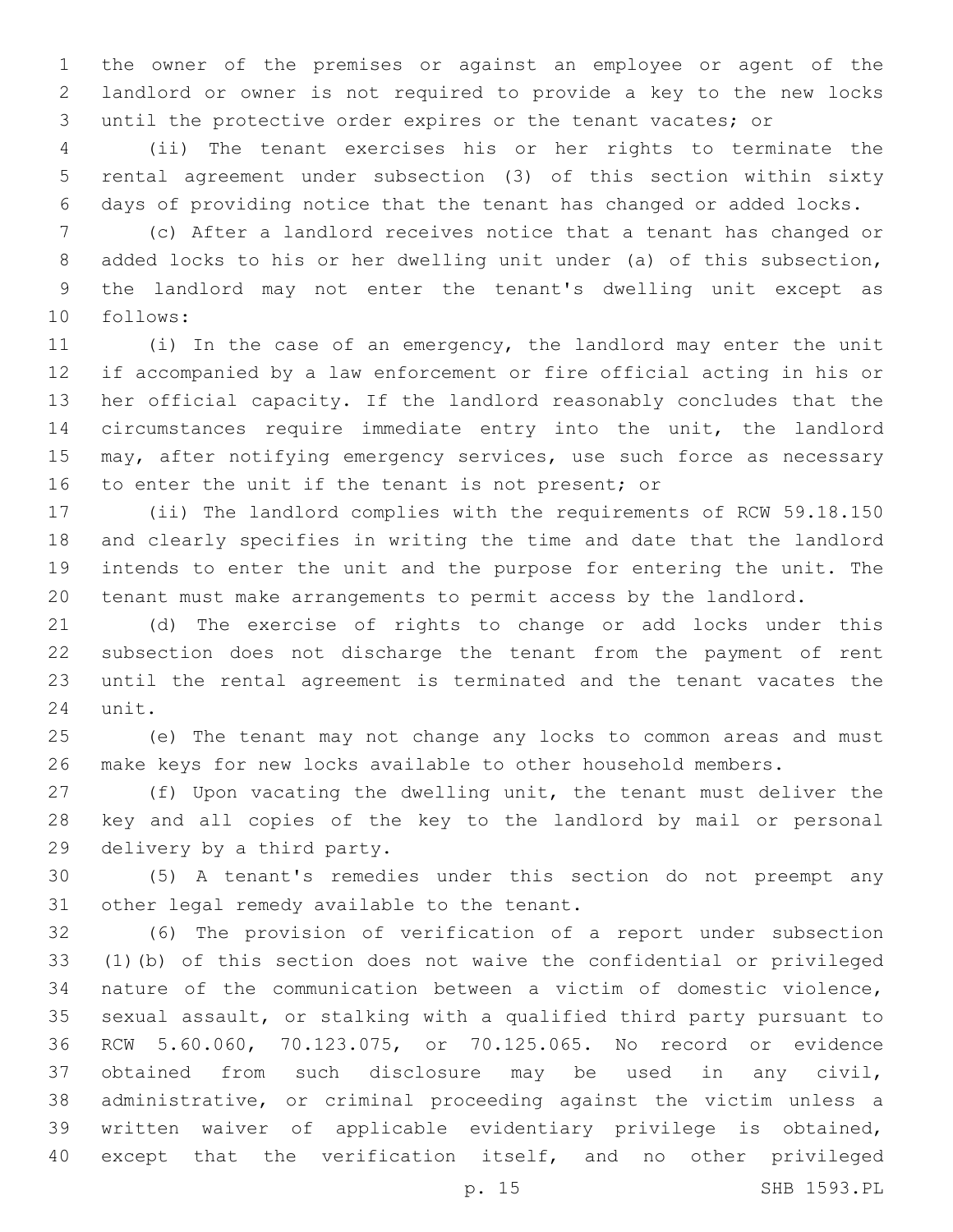the owner of the premises or against an employee or agent of the landlord or owner is not required to provide a key to the new locks until the protective order expires or the tenant vacates; or

(ii) The tenant exercises his or her rights to terminate the rental agreement under subsection (3) of this section within sixty days of providing notice that the tenant has changed or added locks.

(c) After a landlord receives notice that a tenant has changed or added locks to his or her dwelling unit under (a) of this subsection, the landlord may not enter the tenant's dwelling unit except as follows:

(i) In the case of an emergency, the landlord may enter the unit if accompanied by a law enforcement or fire official acting in his or her official capacity. If the landlord reasonably concludes that the circumstances require immediate entry into the unit, the landlord may, after notifying emergency services, use such force as necessary to enter the unit if the tenant is not present; or

(ii) The landlord complies with the requirements of RCW 59.18.150 and clearly specifies in writing the time and date that the landlord intends to enter the unit and the purpose for entering the unit. The tenant must make arrangements to permit access by the landlord.

(d) The exercise of rights to change or add locks under this subsection does not discharge the tenant from the payment of rent until the rental agreement is terminated and the tenant vacates the unit.

(e) The tenant may not change any locks to common areas and must make keys for new locks available to other household members.

(f) Upon vacating the dwelling unit, the tenant must deliver the key and all copies of the key to the landlord by mail or personal delivery by a third party.

(5) A tenant's remedies under this section do not preempt any other legal remedy available to the tenant.

(6) The provision of verification of a report under subsection (1)(b) of this section does not waive the confidential or privileged nature of the communication between a victim of domestic violence, sexual assault, or stalking with a qualified third party pursuant to RCW 5.60.060, 70.123.075, or 70.125.065. No record or evidence obtained from such disclosure may be used in any civil, administrative, or criminal proceeding against the victim unless a written waiver of applicable evidentiary privilege is obtained, except that the verification itself, and no other privileged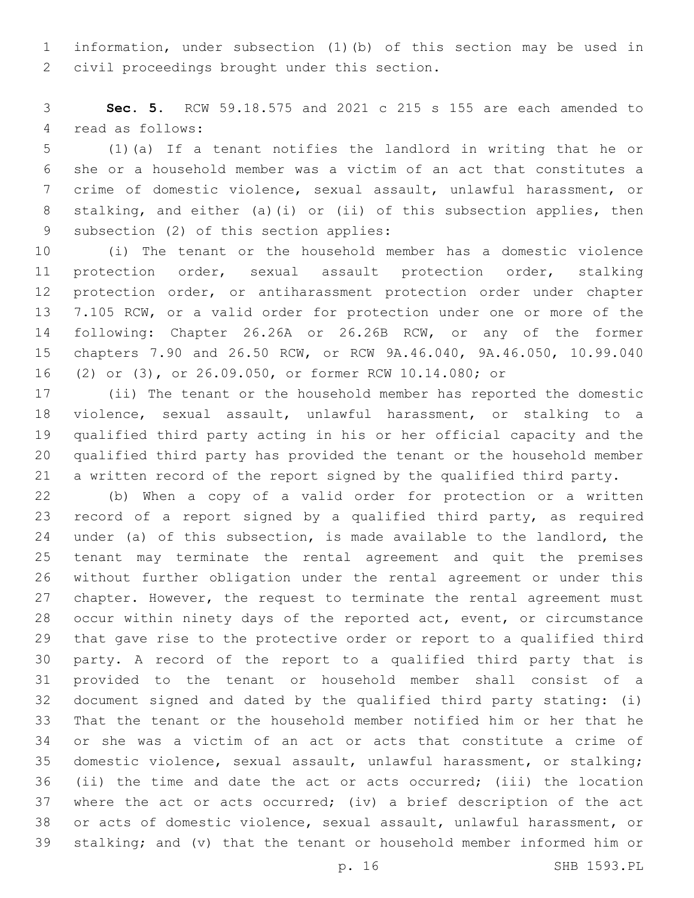information, under subsection (1)(b) of this section may be used in civil proceedings brought under this section.

**Sec. 5.** RCW 59.18.575 and 2021 c 215 s 155 are each amended to read as follows:

(1)(a) If a tenant notifies the landlord in writing that he or she or a household member was a victim of an act that constitutes a crime of domestic violence, sexual assault, unlawful harassment, or stalking, and either (a)(i) or (ii) of this subsection applies, then subsection (2) of this section applies:

(i) The tenant or the household member has a domestic violence protection order, sexual assault protection order, stalking protection order, or antiharassment protection order under chapter 7.105 RCW, or a valid order for protection under one or more of the following: Chapter 26.26A or 26.26B RCW, or any of the former chapters 7.90 and 26.50 RCW, or RCW 9A.46.040, 9A.46.050, 10.99.040 (2) or (3), or 26.09.050, or former RCW 10.14.080; or

(ii) The tenant or the household member has reported the domestic violence, sexual assault, unlawful harassment, or stalking to a qualified third party acting in his or her official capacity and the qualified third party has provided the tenant or the household member a written record of the report signed by the qualified third party.

(b) When a copy of a valid order for protection or a written record of a report signed by a qualified third party, as required under (a) of this subsection, is made available to the landlord, the tenant may terminate the rental agreement and quit the premises without further obligation under the rental agreement or under this chapter. However, the request to terminate the rental agreement must occur within ninety days of the reported act, event, or circumstance that gave rise to the protective order or report to a qualified third party. A record of the report to a qualified third party that is provided to the tenant or household member shall consist of a document signed and dated by the qualified third party stating: (i) That the tenant or the household member notified him or her that he or she was a victim of an act or acts that constitute a crime of domestic violence, sexual assault, unlawful harassment, or stalking; (ii) the time and date the act or acts occurred; (iii) the location where the act or acts occurred; (iv) a brief description of the act or acts of domestic violence, sexual assault, unlawful harassment, or stalking; and (v) that the tenant or household member informed him or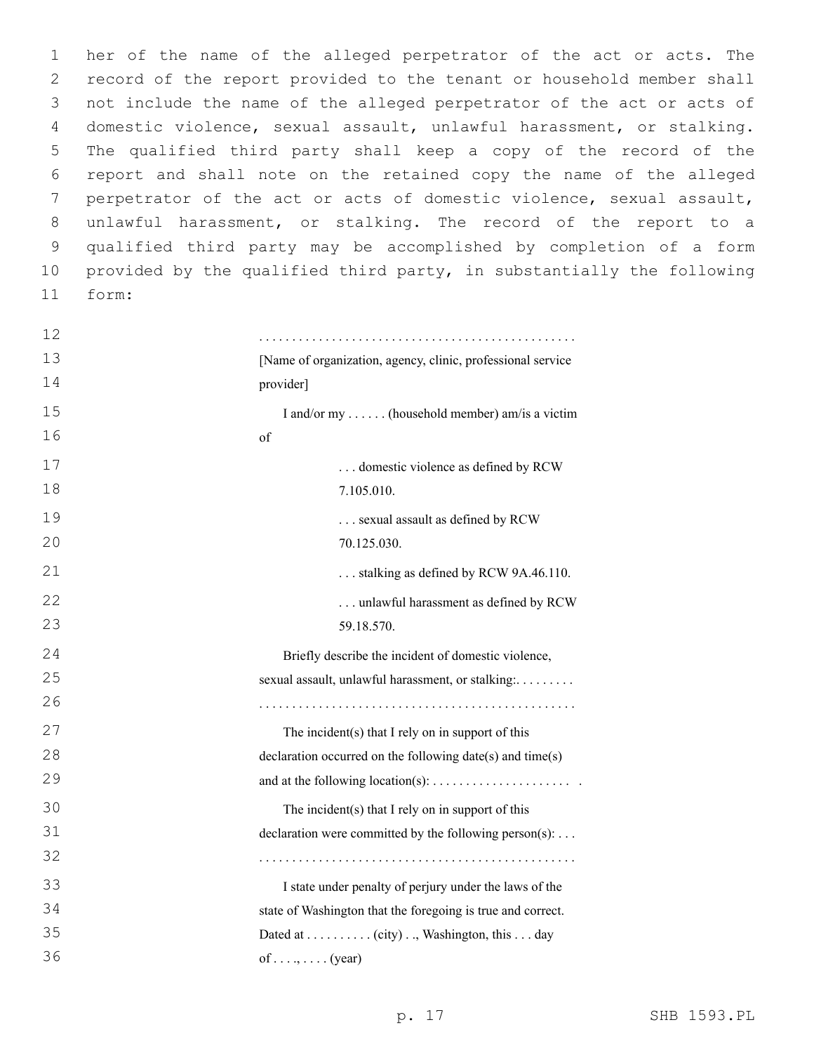her of the name of the alleged perpetrator of the act or acts. The record of the report provided to the tenant or household member shall not include the name of the alleged perpetrator of the act or acts of domestic violence, sexual assault, unlawful harassment, or stalking. The qualified third party shall keep a copy of the record of the report and shall note on the retained copy the name of the alleged perpetrator of the act or acts of domestic violence, sexual assault, unlawful harassment, or stalking. The record of the report to a qualified third party may be accomplished by completion of a form provided by the qualified third party, in substantially the following form:

. . . . . . . . . . . . . . . . . . . . . . . . . . . . . . . . . . . . . . . . . . . . . . . .
[Name of organization, agency, clinic, professional service provider]

I and/or my . . . . . . (household member) am/is a victim of

. . . domestic violence as defined by RCW 7.105.010.

. . . sexual assault as defined by RCW 70.125.030.

. . . stalking as defined by RCW 9A.46.110.

. . . unlawful harassment as defined by RCW 59.18.570.

Briefly describe the incident of domestic violence, sexual assault, unlawful harassment, or stalking:. . . . . . . . .
. . . . . . . . . . . . . . . . . . . . . . . . . . . . . . . . . . . . . . . . . . . . . . . .

The incident(s) that I rely on in support of this declaration occurred on the following date(s) and time(s) and at the following location(s): . . . . . . . . . . . . . . . . . . . . . .

The incident(s) that I rely on in support of this declaration were committed by the following person(s): . . .
. . . . . . . . . . . . . . . . . . . . . . . . . . . . . . . . . . . . . . . . . . . . . . . .

I state under penalty of perjury under the laws of the state of Washington that the foregoing is true and correct. Dated at . . . . . . . . . . (city) . ., Washington, this . . . day of . . . ., . . . . (year)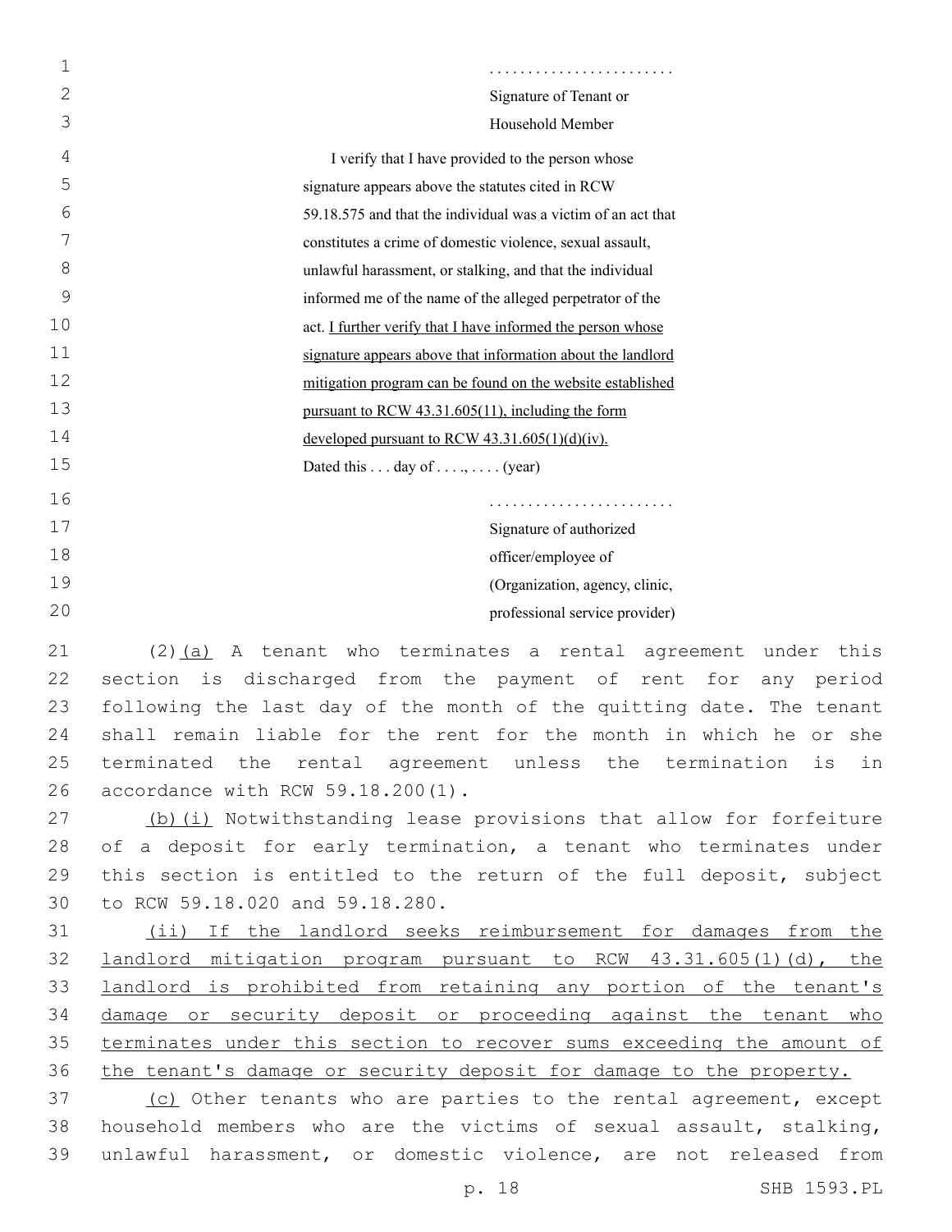. . . . . . . . . . . . . . . . . . . . . . . .

Signature of Tenant or
Household Member

I verify that I have provided to the person whose signature appears above the statutes cited in RCW 59.18.575 and that the individual was a victim of an act that constitutes a crime of domestic violence, sexual assault, unlawful harassment, or stalking, and that the individual informed me of the name of the alleged perpetrator of the act. <u>I further verify that I have informed the person whose signature appears above that information about the landlord mitigation program can be found on the website established pursuant to RCW 43.31.605(11), including the form developed pursuant to RCW 43.31.605(1)(d)(iv).</u>

Dated this . . . day of . . . ., . . . . (year)

. . . . . . . . . . . . . . . . . . . . . . . .

Signature of authorized
officer/employee of
(Organization, agency, clinic,
professional service provider)

(2)<u>(a)</u> A tenant who terminates a rental agreement under this section is discharged from the payment of rent for any period following the last day of the month of the quitting date. The tenant shall remain liable for the rent for the month in which he or she terminated the rental agreement unless the termination is in accordance with RCW 59.18.200(1).

<u>(b)(i)</u> Notwithstanding lease provisions that allow for forfeiture of a deposit for early termination, a tenant who terminates under this section is entitled to the return of the full deposit, subject to RCW 59.18.020 and 59.18.280.

<u>(ii) If the landlord seeks reimbursement for damages from the landlord mitigation program pursuant to RCW 43.31.605(1)(d), the landlord is prohibited from retaining any portion of the tenant's damage or security deposit or proceeding against the tenant who terminates under this section to recover sums exceeding the amount of the tenant's damage or security deposit for damage to the property.</u>

<u>(c)</u> Other tenants who are parties to the rental agreement, except household members who are the victims of sexual assault, stalking, unlawful harassment, or domestic violence, are not released from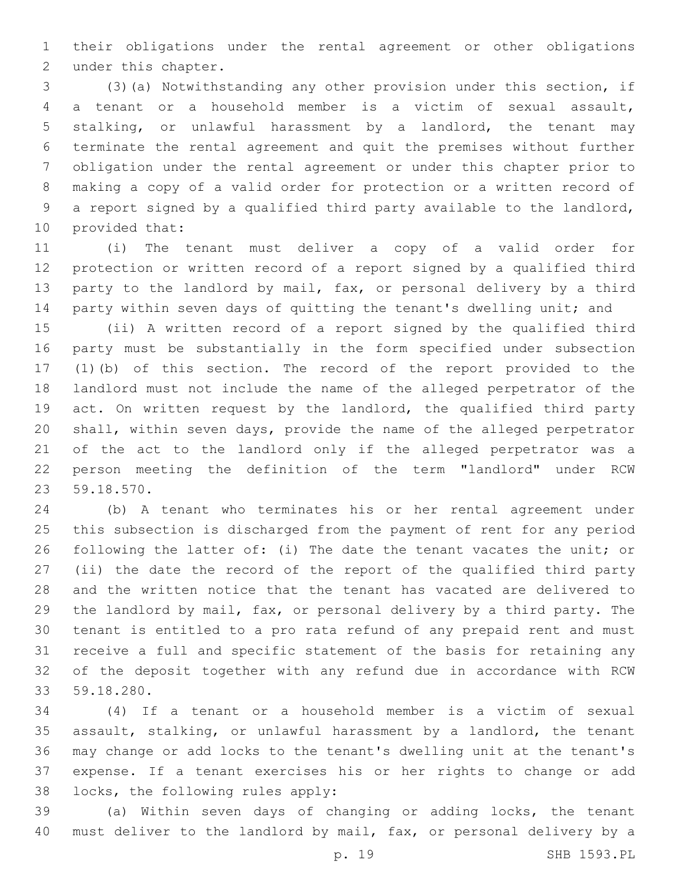their obligations under the rental agreement or other obligations under this chapter.

(3)(a) Notwithstanding any other provision under this section, if a tenant or a household member is a victim of sexual assault, stalking, or unlawful harassment by a landlord, the tenant may terminate the rental agreement and quit the premises without further obligation under the rental agreement or under this chapter prior to making a copy of a valid order for protection or a written record of a report signed by a qualified third party available to the landlord, provided that:

(i) The tenant must deliver a copy of a valid order for protection or written record of a report signed by a qualified third party to the landlord by mail, fax, or personal delivery by a third party within seven days of quitting the tenant's dwelling unit; and

(ii) A written record of a report signed by the qualified third party must be substantially in the form specified under subsection (1)(b) of this section. The record of the report provided to the landlord must not include the name of the alleged perpetrator of the act. On written request by the landlord, the qualified third party shall, within seven days, provide the name of the alleged perpetrator of the act to the landlord only if the alleged perpetrator was a person meeting the definition of the term "landlord" under RCW 59.18.570.

(b) A tenant who terminates his or her rental agreement under this subsection is discharged from the payment of rent for any period following the latter of: (i) The date the tenant vacates the unit; or (ii) the date the record of the report of the qualified third party and the written notice that the tenant has vacated are delivered to the landlord by mail, fax, or personal delivery by a third party. The tenant is entitled to a pro rata refund of any prepaid rent and must receive a full and specific statement of the basis for retaining any of the deposit together with any refund due in accordance with RCW 59.18.280.

(4) If a tenant or a household member is a victim of sexual assault, stalking, or unlawful harassment by a landlord, the tenant may change or add locks to the tenant's dwelling unit at the tenant's expense. If a tenant exercises his or her rights to change or add locks, the following rules apply:

(a) Within seven days of changing or adding locks, the tenant must deliver to the landlord by mail, fax, or personal delivery by a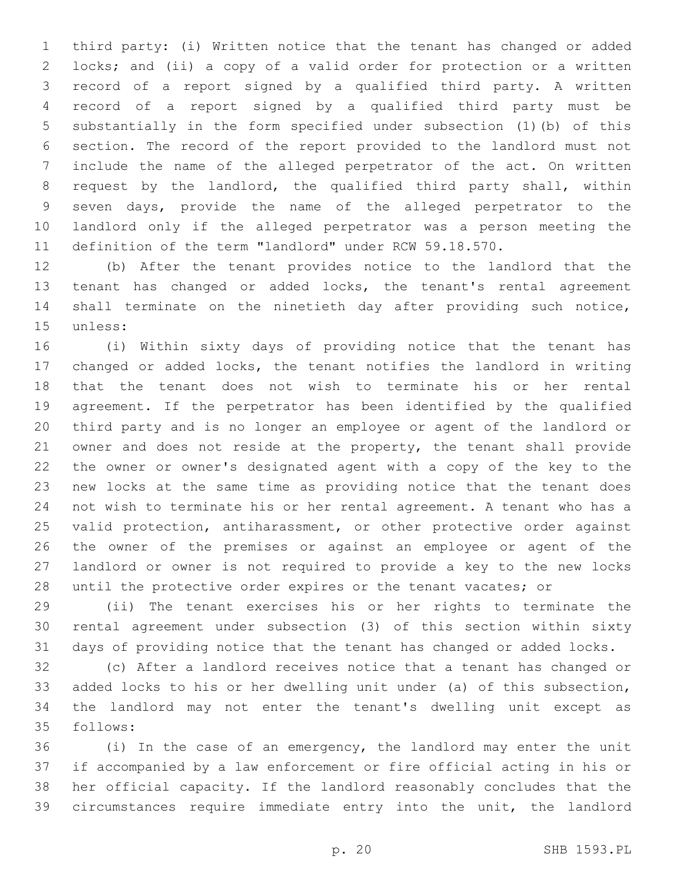third party: (i) Written notice that the tenant has changed or added locks; and (ii) a copy of a valid order for protection or a written record of a report signed by a qualified third party. A written record of a report signed by a qualified third party must be substantially in the form specified under subsection (1)(b) of this section. The record of the report provided to the landlord must not include the name of the alleged perpetrator of the act. On written request by the landlord, the qualified third party shall, within seven days, provide the name of the alleged perpetrator to the landlord only if the alleged perpetrator was a person meeting the definition of the term "landlord" under RCW 59.18.570.

(b) After the tenant provides notice to the landlord that the tenant has changed or added locks, the tenant's rental agreement shall terminate on the ninetieth day after providing such notice, unless:

(i) Within sixty days of providing notice that the tenant has changed or added locks, the tenant notifies the landlord in writing that the tenant does not wish to terminate his or her rental agreement. If the perpetrator has been identified by the qualified third party and is no longer an employee or agent of the landlord or owner and does not reside at the property, the tenant shall provide the owner or owner's designated agent with a copy of the key to the new locks at the same time as providing notice that the tenant does not wish to terminate his or her rental agreement. A tenant who has a valid protection, antiharassment, or other protective order against the owner of the premises or against an employee or agent of the landlord or owner is not required to provide a key to the new locks until the protective order expires or the tenant vacates; or

(ii) The tenant exercises his or her rights to terminate the rental agreement under subsection (3) of this section within sixty days of providing notice that the tenant has changed or added locks.

(c) After a landlord receives notice that a tenant has changed or added locks to his or her dwelling unit under (a) of this subsection, the landlord may not enter the tenant's dwelling unit except as follows:

(i) In the case of an emergency, the landlord may enter the unit if accompanied by a law enforcement or fire official acting in his or her official capacity. If the landlord reasonably concludes that the circumstances require immediate entry into the unit, the landlord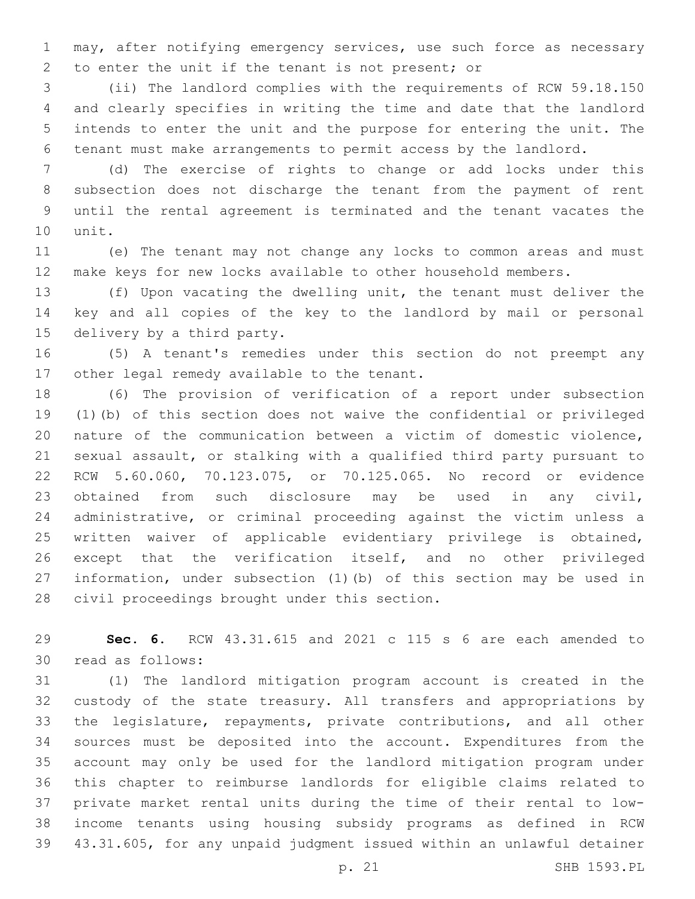may, after notifying emergency services, use such force as necessary to enter the unit if the tenant is not present; or

(ii) The landlord complies with the requirements of RCW 59.18.150 and clearly specifies in writing the time and date that the landlord intends to enter the unit and the purpose for entering the unit. The tenant must make arrangements to permit access by the landlord.

(d) The exercise of rights to change or add locks under this subsection does not discharge the tenant from the payment of rent until the rental agreement is terminated and the tenant vacates the unit.

(e) The tenant may not change any locks to common areas and must make keys for new locks available to other household members.

(f) Upon vacating the dwelling unit, the tenant must deliver the key and all copies of the key to the landlord by mail or personal delivery by a third party.

(5) A tenant's remedies under this section do not preempt any other legal remedy available to the tenant.

(6) The provision of verification of a report under subsection (1)(b) of this section does not waive the confidential or privileged nature of the communication between a victim of domestic violence, sexual assault, or stalking with a qualified third party pursuant to RCW 5.60.060, 70.123.075, or 70.125.065. No record or evidence obtained from such disclosure may be used in any civil, administrative, or criminal proceeding against the victim unless a written waiver of applicable evidentiary privilege is obtained, except that the verification itself, and no other privileged information, under subsection (1)(b) of this section may be used in civil proceedings brought under this section.

**Sec. 6.** RCW 43.31.615 and 2021 c 115 s 6 are each amended to read as follows:

(1) The landlord mitigation program account is created in the custody of the state treasury. All transfers and appropriations by the legislature, repayments, private contributions, and all other sources must be deposited into the account. Expenditures from the account may only be used for the landlord mitigation program under this chapter to reimburse landlords for eligible claims related to private market rental units during the time of their rental to low-income tenants using housing subsidy programs as defined in RCW 43.31.605, for any unpaid judgment issued within an unlawful detainer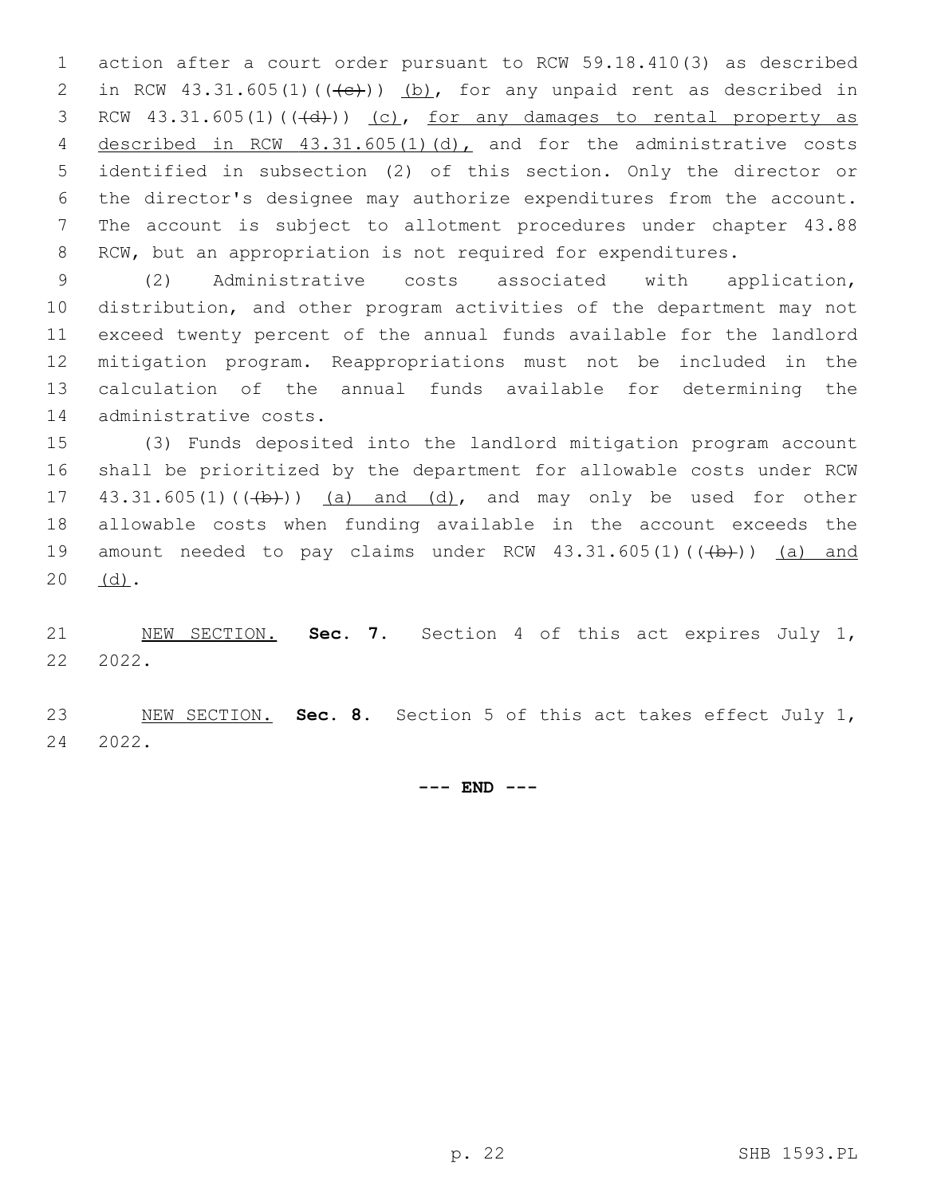action after a court order pursuant to RCW 59.18.410(3) as described in RCW 43.31.605(1)((~~(c)~~)) <u>(b)</u>, for any unpaid rent as described in RCW 43.31.605(1)((~~(d)~~)) <u>(c)</u>, <u>for any damages to rental property as described in RCW 43.31.605(1)(d),</u> and for the administrative costs identified in subsection (2) of this section. Only the director or the director's designee may authorize expenditures from the account. The account is subject to allotment procedures under chapter 43.88 RCW, but an appropriation is not required for expenditures.

(2) Administrative costs associated with application, distribution, and other program activities of the department may not exceed twenty percent of the annual funds available for the landlord mitigation program. Reappropriations must not be included in the calculation of the annual funds available for determining the administrative costs.

(3) Funds deposited into the landlord mitigation program account shall be prioritized by the department for allowable costs under RCW 43.31.605(1)((~~(b)~~)) <u>(a) and (d)</u>, and may only be used for other allowable costs when funding available in the account exceeds the amount needed to pay claims under RCW 43.31.605(1)((~~(b)~~)) <u>(a) and (d)</u>.

<u>NEW SECTION.</u> **Sec. 7.** Section 4 of this act expires July 1, 2022.

<u>NEW SECTION.</u> **Sec. 8.** Section 5 of this act takes effect July 1, 2022.

**--- END ---**